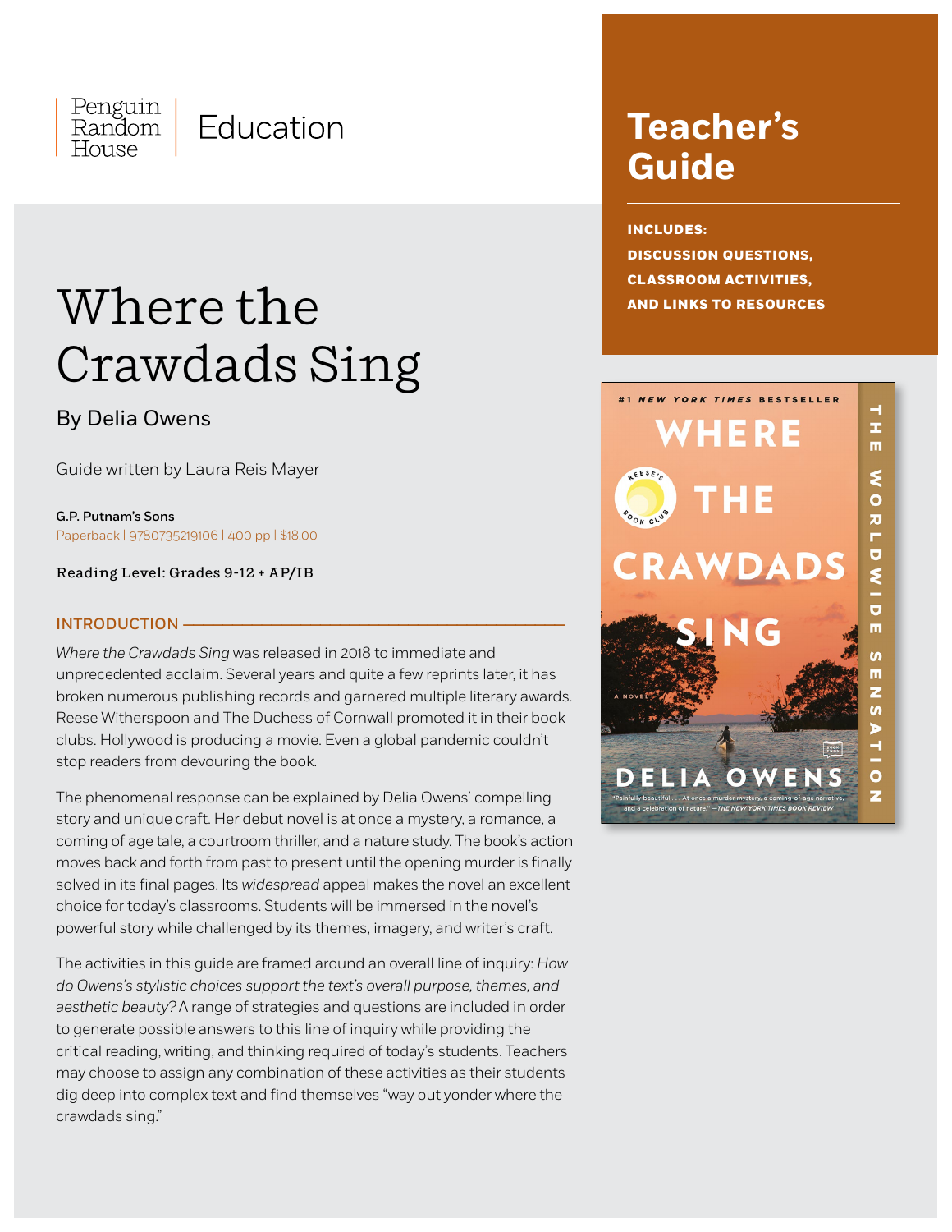Penguin Random House Education

# Teacher's Guide

**INCLUDES:**
**DISCUSSION QUESTIONS, CLASSROOM ACTIVITIES, AND LINKS TO RESOURCES**

# Where the Crawdads Sing

By Delia Owens

Guide written by Laura Reis Mayer

**G.P. Putnam's Sons**
Paperback | 9780735219106 | 400 pp | $18.00

Reading Level: Grades 9-12 + AP/IB

## INTRODUCTION

*Where the Crawdads Sing* was released in 2018 to immediate and unprecedented acclaim. Several years and quite a few reprints later, it has broken numerous publishing records and garnered multiple literary awards. Reese Witherspoon and The Duchess of Cornwall promoted it in their book clubs. Hollywood is producing a movie. Even a global pandemic couldn't stop readers from devouring the book.

The phenomenal response can be explained by Delia Owens' compelling story and unique craft. Her debut novel is at once a mystery, a romance, a coming of age tale, a courtroom thriller, and a nature study. The book's action moves back and forth from past to present until the opening murder is finally solved in its final pages. Its *widespread* appeal makes the novel an excellent choice for today's classrooms. Students will be immersed in the novel's powerful story while challenged by its themes, imagery, and writer's craft.

The activities in this guide are framed around an overall line of inquiry: *How do Owens's stylistic choices support the text's overall purpose, themes, and aesthetic beauty?* A range of strategies and questions are included in order to generate possible answers to this line of inquiry while providing the critical reading, writing, and thinking required of today's students. Teachers may choose to assign any combination of these activities as their students dig deep into complex text and find themselves "way out yonder where the crawdads sing."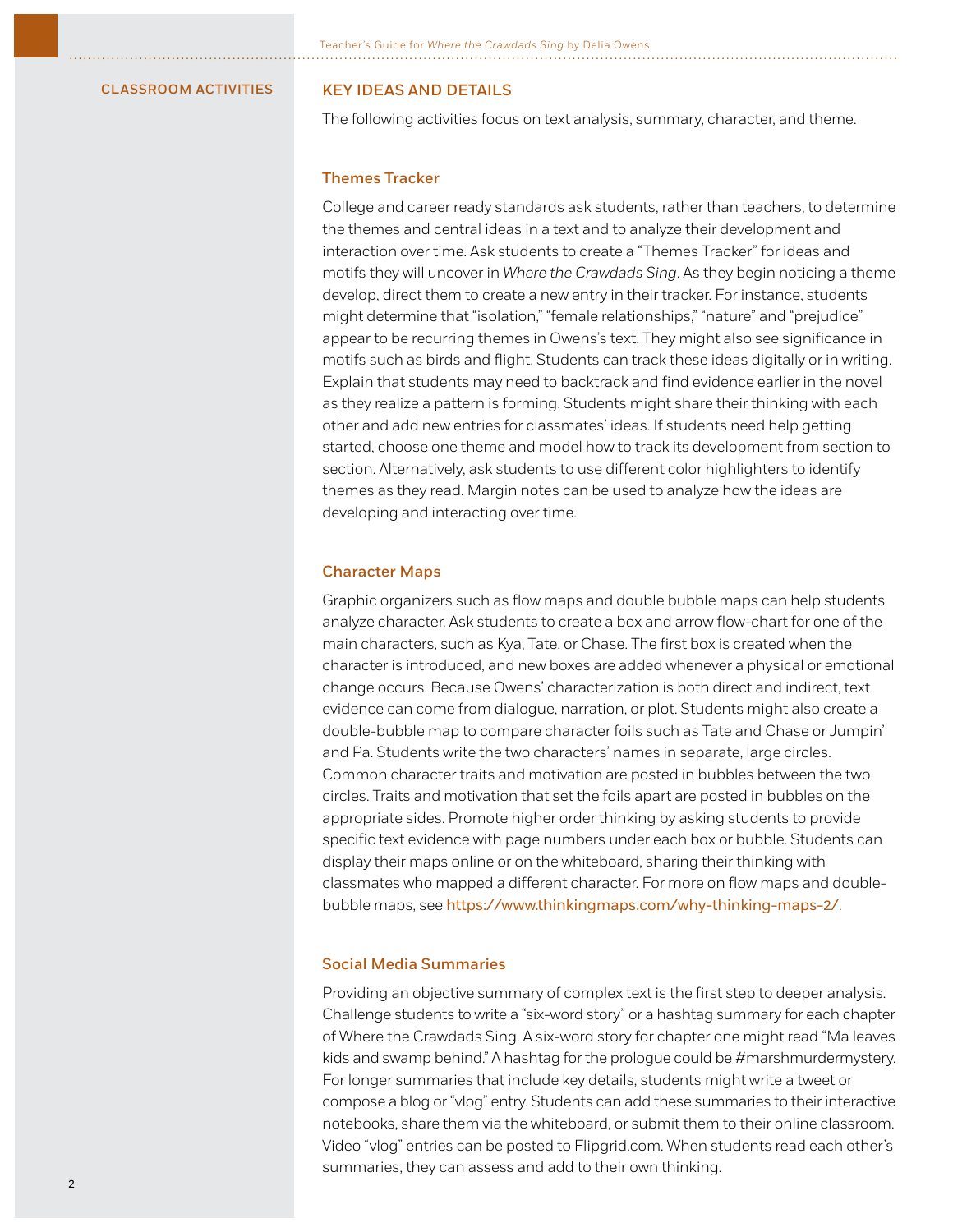CLASSROOM ACTIVITIES

## KEY IDEAS AND DETAILS

The following activities focus on text analysis, summary, character, and theme.

### Themes Tracker

College and career ready standards ask students, rather than teachers, to determine the themes and central ideas in a text and to analyze their development and interaction over time. Ask students to create a "Themes Tracker" for ideas and motifs they will uncover in *Where the Crawdads Sing*. As they begin noticing a theme develop, direct them to create a new entry in their tracker. For instance, students might determine that "isolation," "female relationships," "nature" and "prejudice" appear to be recurring themes in Owens's text. They might also see significance in motifs such as birds and flight. Students can track these ideas digitally or in writing. Explain that students may need to backtrack and find evidence earlier in the novel as they realize a pattern is forming. Students might share their thinking with each other and add new entries for classmates' ideas. If students need help getting started, choose one theme and model how to track its development from section to section. Alternatively, ask students to use different color highlighters to identify themes as they read. Margin notes can be used to analyze how the ideas are developing and interacting over time.

### Character Maps

Graphic organizers such as flow maps and double bubble maps can help students analyze character. Ask students to create a box and arrow flow-chart for one of the main characters, such as Kya, Tate, or Chase. The first box is created when the character is introduced, and new boxes are added whenever a physical or emotional change occurs. Because Owens' characterization is both direct and indirect, text evidence can come from dialogue, narration, or plot. Students might also create a double-bubble map to compare character foils such as Tate and Chase or Jumpin' and Pa. Students write the two characters' names in separate, large circles. Common character traits and motivation are posted in bubbles between the two circles. Traits and motivation that set the foils apart are posted in bubbles on the appropriate sides. Promote higher order thinking by asking students to provide specific text evidence with page numbers under each box or bubble. Students can display their maps online or on the whiteboard, sharing their thinking with classmates who mapped a different character. For more on flow maps and double-bubble maps, see https://www.thinkingmaps.com/why-thinking-maps-2/.

### Social Media Summaries

Providing an objective summary of complex text is the first step to deeper analysis. Challenge students to write a "six-word story" or a hashtag summary for each chapter of Where the Crawdads Sing. A six-word story for chapter one might read "Ma leaves kids and swamp behind." A hashtag for the prologue could be #marshmurdermystery. For longer summaries that include key details, students might write a tweet or compose a blog or "vlog" entry. Students can add these summaries to their interactive notebooks, share them via the whiteboard, or submit them to their online classroom. Video "vlog" entries can be posted to Flipgrid.com. When students read each other's summaries, they can assess and add to their own thinking.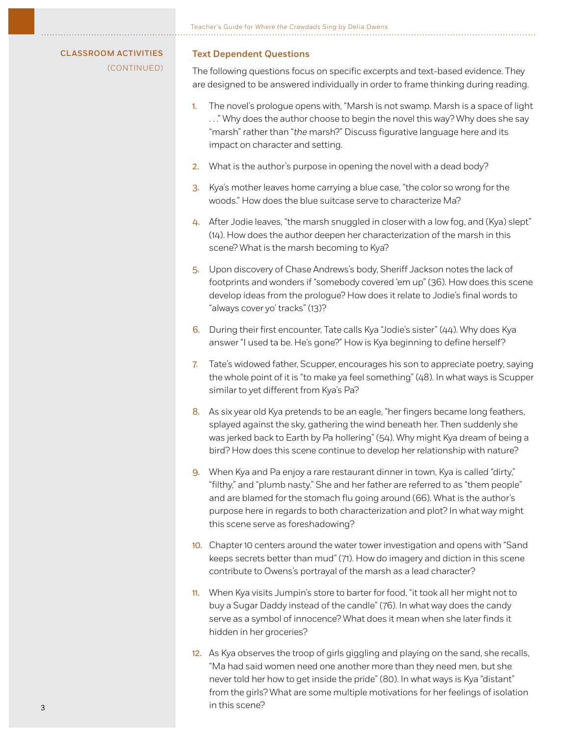CLASSROOM ACTIVITIES (CONTINUED)

### Text Dependent Questions

The following questions focus on specific excerpts and text-based evidence. They are designed to be answered individually in order to frame thinking during reading.

1. The novel's prologue opens with, "Marsh is not swamp. Marsh is a space of light . . ." Why does the author choose to begin the novel this way? Why does she say "marsh" rather than "*the* marsh?" Discuss figurative language here and its impact on character and setting.
2. What is the author's purpose in opening the novel with a dead body?
3. Kya's mother leaves home carrying a blue case, "the color so wrong for the woods." How does the blue suitcase serve to characterize Ma?
4. After Jodie leaves, "the marsh snuggled in closer with a low fog, and (Kya) slept" (14). How does the author deepen her characterization of the marsh in this scene? What is the marsh becoming to Kya?
5. Upon discovery of Chase Andrews's body, Sheriff Jackson notes the lack of footprints and wonders if "somebody covered 'em up" (36). How does this scene develop ideas from the prologue? How does it relate to Jodie's final words to "always cover yo' tracks" (13)?
6. During their first encounter, Tate calls Kya "Jodie's sister" (44). Why does Kya answer "I used ta be. He's gone?" How is Kya beginning to define herself?
7. Tate's widowed father, Scupper, encourages his son to appreciate poetry, saying the whole point of it is "to make ya feel something" (48). In what ways is Scupper similar to yet different from Kya's Pa?
8. As six year old Kya pretends to be an eagle, "her fingers became long feathers, splayed against the sky, gathering the wind beneath her. Then suddenly she was jerked back to Earth by Pa hollering" (54). Why might Kya dream of being a bird? How does this scene continue to develop her relationship with nature?
9. When Kya and Pa enjoy a rare restaurant dinner in town, Kya is called "dirty," "filthy," and "plumb nasty." She and her father are referred to as "them people" and are blamed for the stomach flu going around (66). What is the author's purpose here in regards to both characterization and plot? In what way might this scene serve as foreshadowing?
10. Chapter 10 centers around the water tower investigation and opens with "Sand keeps secrets better than mud" (71). How do imagery and diction in this scene contribute to Owens's portrayal of the marsh as a lead character?
11. When Kya visits Jumpin's store to barter for food, "it took all her might not to buy a Sugar Daddy instead of the candle" (76). In what way does the candy serve as a symbol of innocence? What does it mean when she later finds it hidden in her groceries?
12. As Kya observes the troop of girls giggling and playing on the sand, she recalls, "Ma had said women need one another more than they need men, but she never told her how to get inside the pride" (80). In what ways is Kya "distant" from the girls? What are some multiple motivations for her feelings of isolation in this scene?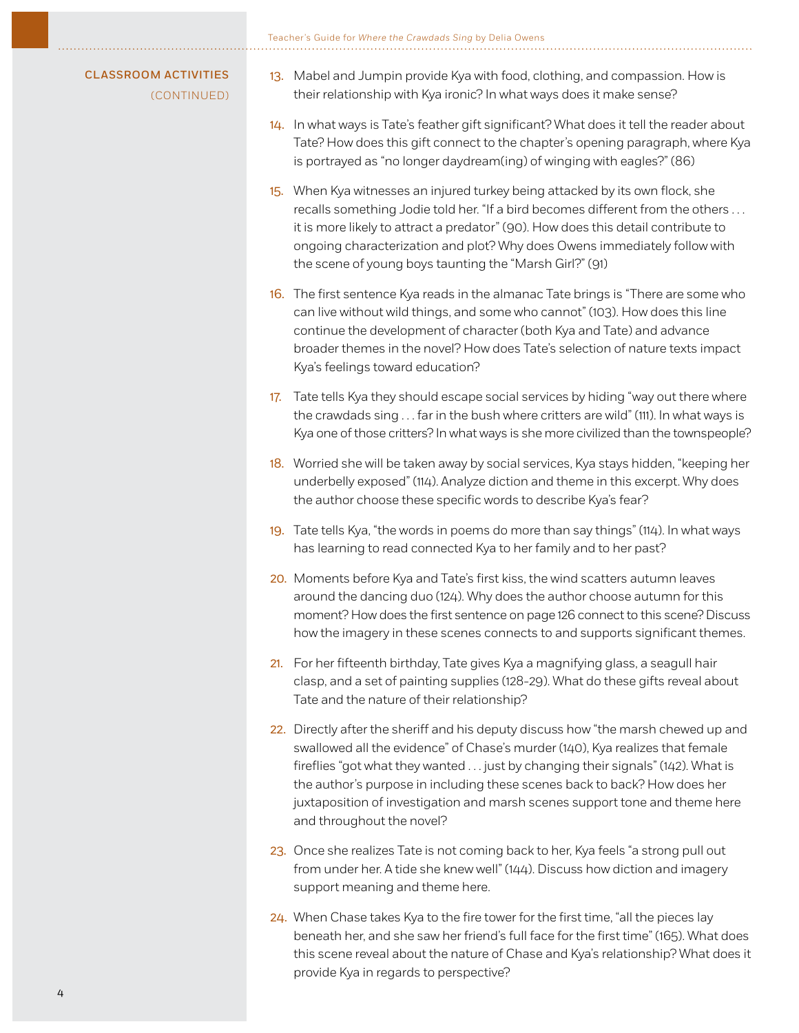### CLASSROOM ACTIVITIES (CONTINUED)

13. Mabel and Jumpin provide Kya with food, clothing, and compassion. How is their relationship with Kya ironic? In what ways does it make sense?

14. In what ways is Tate's feather gift significant? What does it tell the reader about Tate? How does this gift connect to the chapter's opening paragraph, where Kya is portrayed as "no longer daydream(ing) of winging with eagles?" (86)

15. When Kya witnesses an injured turkey being attacked by its own flock, she recalls something Jodie told her. "If a bird becomes different from the others . . . it is more likely to attract a predator" (90). How does this detail contribute to ongoing characterization and plot? Why does Owens immediately follow with the scene of young boys taunting the "Marsh Girl?" (91)

16. The first sentence Kya reads in the almanac Tate brings is "There are some who can live without wild things, and some who cannot" (103). How does this line continue the development of character (both Kya and Tate) and advance broader themes in the novel? How does Tate's selection of nature texts impact Kya's feelings toward education?

17. Tate tells Kya they should escape social services by hiding "way out there where the crawdads sing . . . far in the bush where critters are wild" (111). In what ways is Kya one of those critters? In what ways is she more civilized than the townspeople?

18. Worried she will be taken away by social services, Kya stays hidden, "keeping her underbelly exposed" (114). Analyze diction and theme in this excerpt. Why does the author choose these specific words to describe Kya's fear?

19. Tate tells Kya, "the words in poems do more than say things" (114). In what ways has learning to read connected Kya to her family and to her past?

20. Moments before Kya and Tate's first kiss, the wind scatters autumn leaves around the dancing duo (124). Why does the author choose autumn for this moment? How does the first sentence on page 126 connect to this scene? Discuss how the imagery in these scenes connects to and supports significant themes.

21. For her fifteenth birthday, Tate gives Kya a magnifying glass, a seagull hair clasp, and a set of painting supplies (128-29). What do these gifts reveal about Tate and the nature of their relationship?

22. Directly after the sheriff and his deputy discuss how "the marsh chewed up and swallowed all the evidence" of Chase's murder (140), Kya realizes that female fireflies "got what they wanted . . . just by changing their signals" (142). What is the author's purpose in including these scenes back to back? How does her juxtaposition of investigation and marsh scenes support tone and theme here and throughout the novel?

23. Once she realizes Tate is not coming back to her, Kya feels "a strong pull out from under her. A tide she knew well" (144). Discuss how diction and imagery support meaning and theme here.

24. When Chase takes Kya to the fire tower for the first time, "all the pieces lay beneath her, and she saw her friend's full face for the first time" (165). What does this scene reveal about the nature of Chase and Kya's relationship? What does it provide Kya in regards to perspective?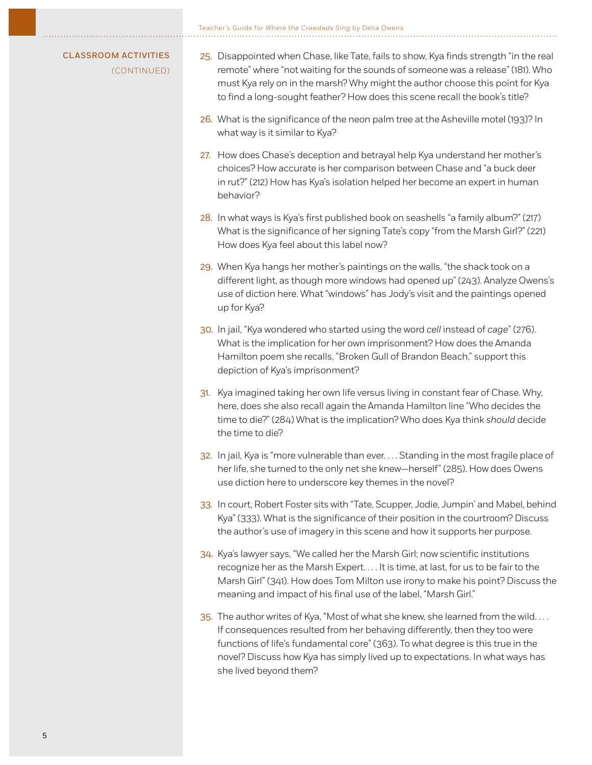**CLASSROOM ACTIVITIES (CONTINUED)**

25. Disappointed when Chase, like Tate, fails to show, Kya finds strength "in the real remote" where "not waiting for the sounds of someone was a release" (181). Who must Kya rely on in the marsh? Why might the author choose this point for Kya to find a long-sought feather? How does this scene recall the book's title?

26. What is the significance of the neon palm tree at the Asheville motel (193)? In what way is it similar to Kya?

27. How does Chase's deception and betrayal help Kya understand her mother's choices? How accurate is her comparison between Chase and "a buck deer in rut?" (212) How has Kya's isolation helped her become an expert in human behavior?

28. In what ways is Kya's first published book on seashells "a family album?" (217) What is the significance of her signing Tate's copy "from the Marsh Girl?" (221) How does Kya feel about this label now?

29. When Kya hangs her mother's paintings on the walls, "the shack took on a different light, as though more windows had opened up" (243). Analyze Owens's use of diction here. What "windows" has Jody's visit and the paintings opened up for Kya?

30. In jail, "Kya wondered who started using the word *cell* instead of *cage*" (276). What is the implication for her own imprisonment? How does the Amanda Hamilton poem she recalls, "Broken Gull of Brandon Beach," support this depiction of Kya's imprisonment?

31. Kya imagined taking her own life versus living in constant fear of Chase. Why, here, does she also recall again the Amanda Hamilton line "Who decides the time to die?" (284) What is the implication? Who does Kya think *should* decide the time to die?

32. In jail, Kya is "more vulnerable than ever. . . . Standing in the most fragile place of her life, she turned to the only net she knew—herself" (285). How does Owens use diction here to underscore key themes in the novel?

33. In court, Robert Foster sits with "Tate, Scupper, Jodie, Jumpin' and Mabel, behind Kya" (333). What is the significance of their position in the courtroom? Discuss the author's use of imagery in this scene and how it supports her purpose.

34. Kya's lawyer says, "We called her the Marsh Girl; now scientific institutions recognize her as the Marsh Expert. . . . It is time, at last, for us to be fair to the Marsh Girl" (341). How does Tom Milton use irony to make his point? Discuss the meaning and impact of his final use of the label, "Marsh Girl."

35. The author writes of Kya, "Most of what she knew, she learned from the wild. . . . If consequences resulted from her behaving differently, then they too were functions of life's fundamental core" (363). To what degree is this true in the novel? Discuss how Kya has simply lived up to expectations. In what ways has she lived beyond them?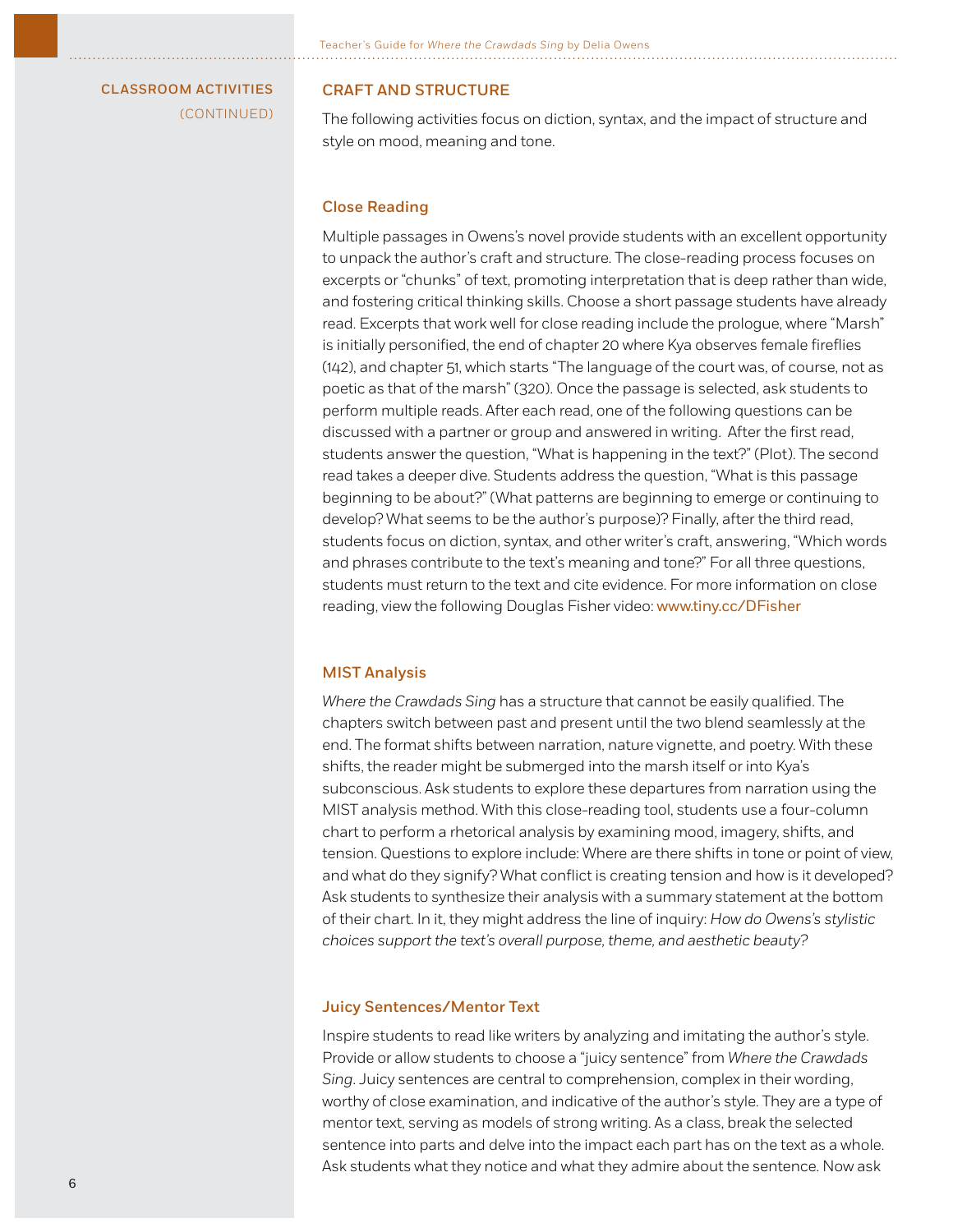## CLASSROOM ACTIVITIES (CONTINUED)

## CRAFT AND STRUCTURE

The following activities focus on diction, syntax, and the impact of structure and style on mood, meaning and tone.

### Close Reading

Multiple passages in Owens's novel provide students with an excellent opportunity to unpack the author's craft and structure. The close-reading process focuses on excerpts or "chunks" of text, promoting interpretation that is deep rather than wide, and fostering critical thinking skills. Choose a short passage students have already read. Excerpts that work well for close reading include the prologue, where "Marsh" is initially personified, the end of chapter 20 where Kya observes female fireflies (142), and chapter 51, which starts "The language of the court was, of course, not as poetic as that of the marsh" (320). Once the passage is selected, ask students to perform multiple reads. After each read, one of the following questions can be discussed with a partner or group and answered in writing. After the first read, students answer the question, "What is happening in the text?" (Plot). The second read takes a deeper dive. Students address the question, "What is this passage beginning to be about?" (What patterns are beginning to emerge or continuing to develop? What seems to be the author's purpose)? Finally, after the third read, students focus on diction, syntax, and other writer's craft, answering, "Which words and phrases contribute to the text's meaning and tone?" For all three questions, students must return to the text and cite evidence. For more information on close reading, view the following Douglas Fisher video: www.tiny.cc/DFisher

### MIST Analysis

*Where the Crawdads Sing* has a structure that cannot be easily qualified. The chapters switch between past and present until the two blend seamlessly at the end. The format shifts between narration, nature vignette, and poetry. With these shifts, the reader might be submerged into the marsh itself or into Kya's subconscious. Ask students to explore these departures from narration using the MIST analysis method. With this close-reading tool, students use a four-column chart to perform a rhetorical analysis by examining mood, imagery, shifts, and tension. Questions to explore include: Where are there shifts in tone or point of view, and what do they signify? What conflict is creating tension and how is it developed? Ask students to synthesize their analysis with a summary statement at the bottom of their chart. In it, they might address the line of inquiry: *How do Owens's stylistic choices support the text's overall purpose, theme, and aesthetic beauty?*

### Juicy Sentences/Mentor Text

Inspire students to read like writers by analyzing and imitating the author's style. Provide or allow students to choose a "juicy sentence" from *Where the Crawdads Sing*. Juicy sentences are central to comprehension, complex in their wording, worthy of close examination, and indicative of the author's style. They are a type of mentor text, serving as models of strong writing. As a class, break the selected sentence into parts and delve into the impact each part has on the text as a whole. Ask students what they notice and what they admire about the sentence. Now ask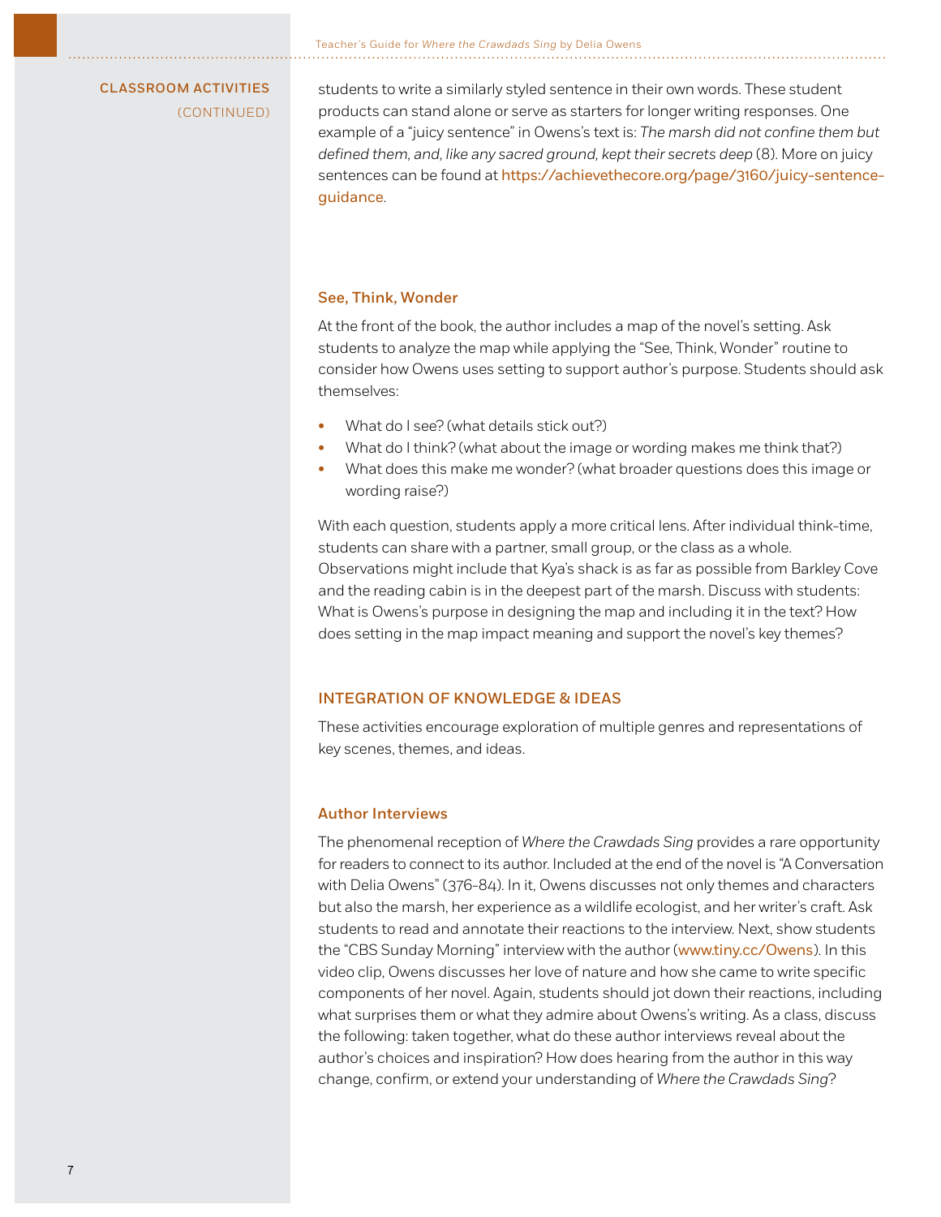CLASSROOM ACTIVITIES (CONTINUED)

students to write a similarly styled sentence in their own words. These student products can stand alone or serve as starters for longer writing responses. One example of a "juicy sentence" in Owens's text is: *The marsh did not confine them but defined them, and, like any sacred ground, kept their secrets deep* (8). More on juicy sentences can be found at https://achievethecore.org/page/3160/juicy-sentence-guidance.

### See, Think, Wonder

At the front of the book, the author includes a map of the novel's setting. Ask students to analyze the map while applying the "See, Think, Wonder" routine to consider how Owens uses setting to support author's purpose. Students should ask themselves:

- What do I see? (what details stick out?)
- What do I think? (what about the image or wording makes me think that?)
- What does this make me wonder? (what broader questions does this image or wording raise?)

With each question, students apply a more critical lens. After individual think-time, students can share with a partner, small group, or the class as a whole. Observations might include that Kya's shack is as far as possible from Barkley Cove and the reading cabin is in the deepest part of the marsh. Discuss with students: What is Owens's purpose in designing the map and including it in the text? How does setting in the map impact meaning and support the novel's key themes?

## INTEGRATION OF KNOWLEDGE & IDEAS

These activities encourage exploration of multiple genres and representations of key scenes, themes, and ideas.

### Author Interviews

The phenomenal reception of *Where the Crawdads Sing* provides a rare opportunity for readers to connect to its author. Included at the end of the novel is "A Conversation with Delia Owens" (376-84). In it, Owens discusses not only themes and characters but also the marsh, her experience as a wildlife ecologist, and her writer's craft. Ask students to read and annotate their reactions to the interview. Next, show students the "CBS Sunday Morning" interview with the author (www.tiny.cc/Owens). In this video clip, Owens discusses her love of nature and how she came to write specific components of her novel. Again, students should jot down their reactions, including what surprises them or what they admire about Owens's writing. As a class, discuss the following: taken together, what do these author interviews reveal about the author's choices and inspiration? How does hearing from the author in this way change, confirm, or extend your understanding of *Where the Crawdads Sing*?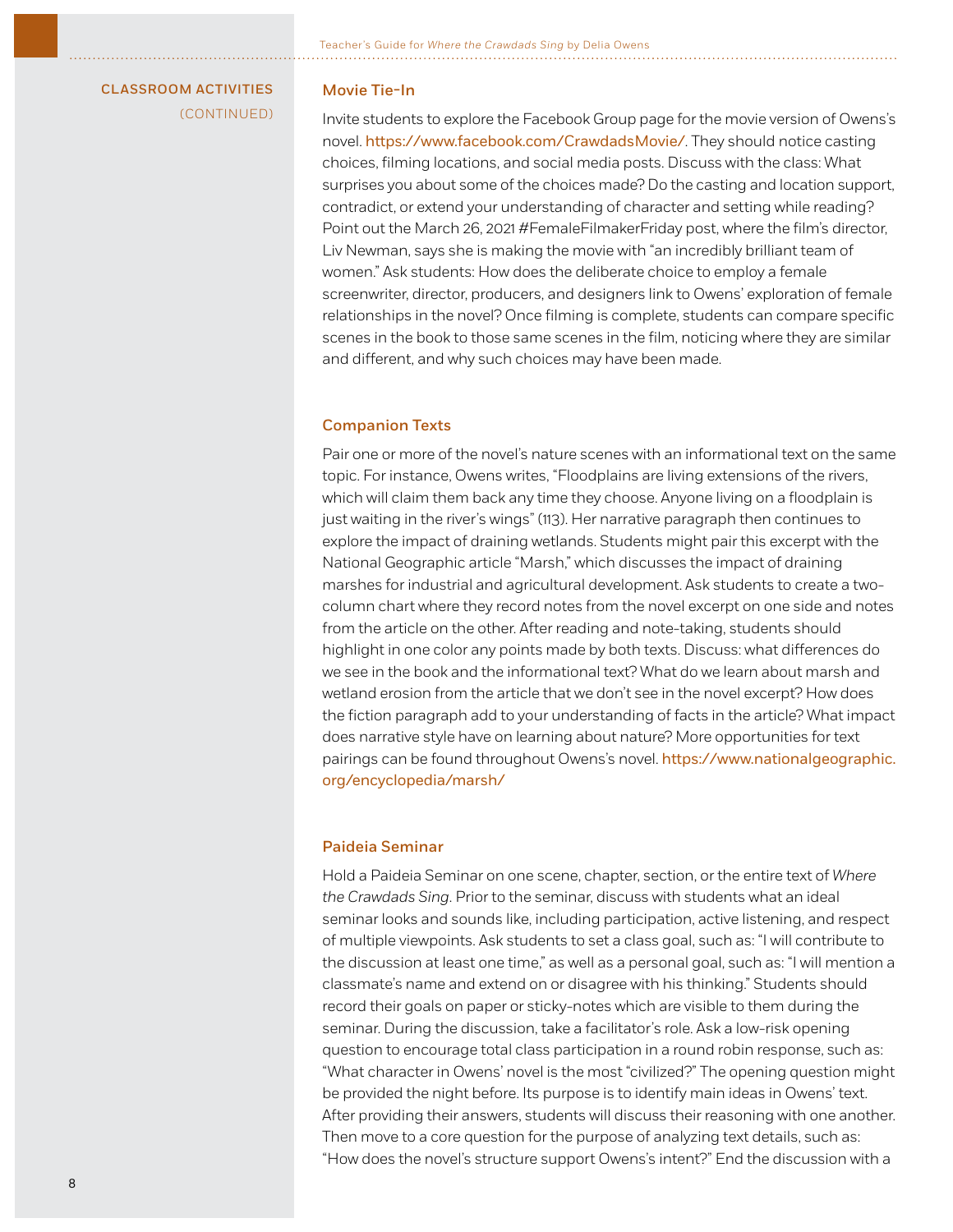## CLASSROOM ACTIVITIES (CONTINUED)

### Movie Tie-In

Invite students to explore the Facebook Group page for the movie version of Owens's novel. https://www.facebook.com/CrawdadsMovie/. They should notice casting choices, filming locations, and social media posts. Discuss with the class: What surprises you about some of the choices made? Do the casting and location support, contradict, or extend your understanding of character and setting while reading? Point out the March 26, 2021 #FemaleFilmakerFriday post, where the film's director, Liv Newman, says she is making the movie with "an incredibly brilliant team of women." Ask students: How does the deliberate choice to employ a female screenwriter, director, producers, and designers link to Owens' exploration of female relationships in the novel? Once filming is complete, students can compare specific scenes in the book to those same scenes in the film, noticing where they are similar and different, and why such choices may have been made.

### Companion Texts

Pair one or more of the novel's nature scenes with an informational text on the same topic. For instance, Owens writes, "Floodplains are living extensions of the rivers, which will claim them back any time they choose. Anyone living on a floodplain is just waiting in the river's wings" (113). Her narrative paragraph then continues to explore the impact of draining wetlands. Students might pair this excerpt with the National Geographic article "Marsh," which discusses the impact of draining marshes for industrial and agricultural development. Ask students to create a two-column chart where they record notes from the novel excerpt on one side and notes from the article on the other. After reading and note-taking, students should highlight in one color any points made by both texts. Discuss: what differences do we see in the book and the informational text? What do we learn about marsh and wetland erosion from the article that we don't see in the novel excerpt? How does the fiction paragraph add to your understanding of facts in the article? What impact does narrative style have on learning about nature? More opportunities for text pairings can be found throughout Owens's novel. https://www.nationalgeographic.org/encyclopedia/marsh/

### Paideia Seminar

Hold a Paideia Seminar on one scene, chapter, section, or the entire text of *Where the Crawdads Sing*. Prior to the seminar, discuss with students what an ideal seminar looks and sounds like, including participation, active listening, and respect of multiple viewpoints. Ask students to set a class goal, such as: "I will contribute to the discussion at least one time," as well as a personal goal, such as: "I will mention a classmate's name and extend on or disagree with his thinking." Students should record their goals on paper or sticky-notes which are visible to them during the seminar. During the discussion, take a facilitator's role. Ask a low-risk opening question to encourage total class participation in a round robin response, such as: "What character in Owens' novel is the most "civilized?" The opening question might be provided the night before. Its purpose is to identify main ideas in Owens' text. After providing their answers, students will discuss their reasoning with one another. Then move to a core question for the purpose of analyzing text details, such as: "How does the novel's structure support Owens's intent?" End the discussion with a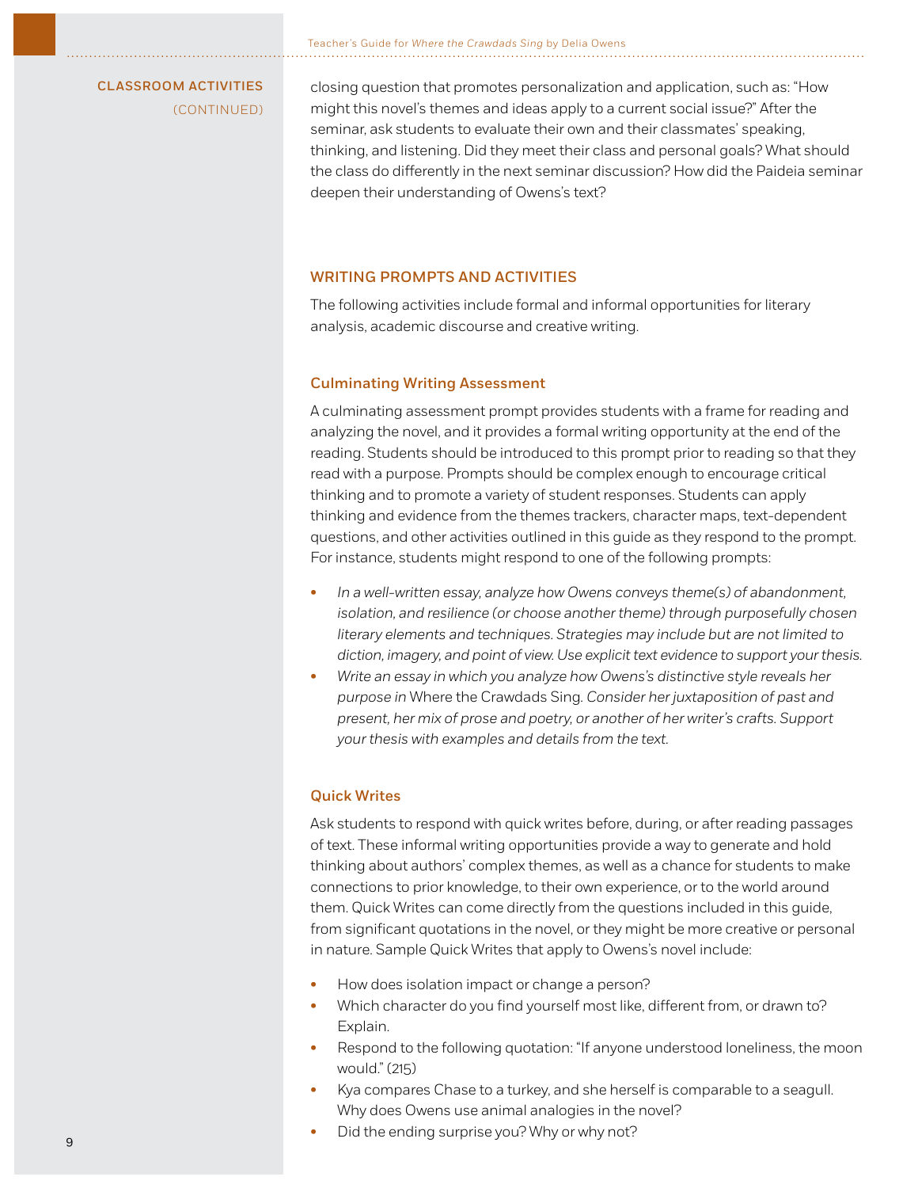## CLASSROOM ACTIVITIES (CONTINUED)

closing question that promotes personalization and application, such as: "How might this novel's themes and ideas apply to a current social issue?" After the seminar, ask students to evaluate their own and their classmates' speaking, thinking, and listening. Did they meet their class and personal goals? What should the class do differently in the next seminar discussion? How did the Paideia seminar deepen their understanding of Owens's text?

## WRITING PROMPTS AND ACTIVITIES

The following activities include formal and informal opportunities for literary analysis, academic discourse and creative writing.

### Culminating Writing Assessment

A culminating assessment prompt provides students with a frame for reading and analyzing the novel, and it provides a formal writing opportunity at the end of the reading. Students should be introduced to this prompt prior to reading so that they read with a purpose. Prompts should be complex enough to encourage critical thinking and to promote a variety of student responses. Students can apply thinking and evidence from the themes trackers, character maps, text-dependent questions, and other activities outlined in this guide as they respond to the prompt. For instance, students might respond to one of the following prompts:

- *In a well-written essay, analyze how Owens conveys theme(s) of abandonment, isolation, and resilience (or choose another theme) through purposefully chosen literary elements and techniques. Strategies may include but are not limited to diction, imagery, and point of view. Use explicit text evidence to support your thesis.*
- *Write an essay in which you analyze how Owens's distinctive style reveals her purpose in* Where the Crawdads Sing*. Consider her juxtaposition of past and present, her mix of prose and poetry, or another of her writer's crafts. Support your thesis with examples and details from the text.*

### Quick Writes

Ask students to respond with quick writes before, during, or after reading passages of text. These informal writing opportunities provide a way to generate and hold thinking about authors' complex themes, as well as a chance for students to make connections to prior knowledge, to their own experience, or to the world around them. Quick Writes can come directly from the questions included in this guide, from significant quotations in the novel, or they might be more creative or personal in nature. Sample Quick Writes that apply to Owens's novel include:

- How does isolation impact or change a person?
- Which character do you find yourself most like, different from, or drawn to? Explain.
- Respond to the following quotation: "If anyone understood loneliness, the moon would." (215)
- Kya compares Chase to a turkey, and she herself is comparable to a seagull. Why does Owens use animal analogies in the novel?
- Did the ending surprise you? Why or why not?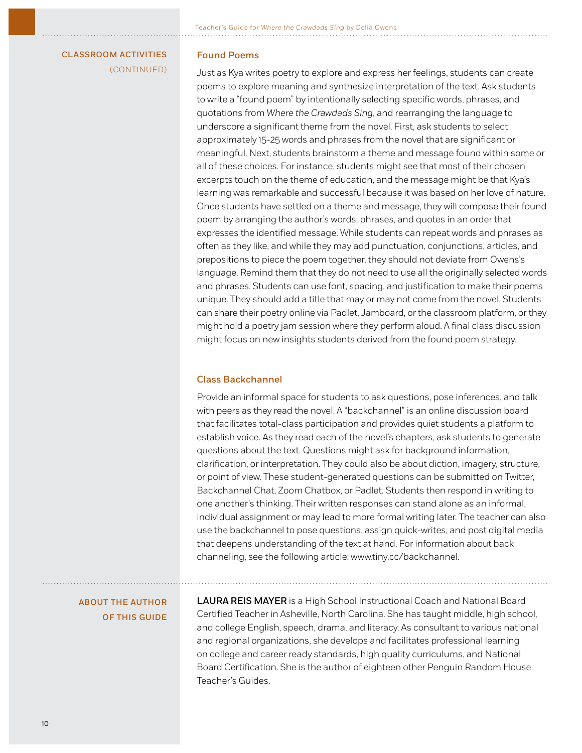## CLASSROOM ACTIVITIES (CONTINUED)

### Found Poems

Just as Kya writes poetry to explore and express her feelings, students can create poems to explore meaning and synthesize interpretation of the text. Ask students to write a "found poem" by intentionally selecting specific words, phrases, and quotations from *Where the Crawdads Sing*, and rearranging the language to underscore a significant theme from the novel. First, ask students to select approximately 15-25 words and phrases from the novel that are significant or meaningful. Next, students brainstorm a theme and message found within some or all of these choices. For instance, students might see that most of their chosen excerpts touch on the theme of education, and the message might be that Kya's learning was remarkable and successful because it was based on her love of nature. Once students have settled on a theme and message, they will compose their found poem by arranging the author's words, phrases, and quotes in an order that expresses the identified message. While students can repeat words and phrases as often as they like, and while they may add punctuation, conjunctions, articles, and prepositions to piece the poem together, they should not deviate from Owens's language. Remind them that they do not need to use all the originally selected words and phrases. Students can use font, spacing, and justification to make their poems unique. They should add a title that may or may not come from the novel. Students can share their poetry online via Padlet, Jamboard, or the classroom platform, or they might hold a poetry jam session where they perform aloud. A final class discussion might focus on new insights students derived from the found poem strategy.

### Class Backchannel

Provide an informal space for students to ask questions, pose inferences, and talk with peers as they read the novel. A "backchannel" is an online discussion board that facilitates total-class participation and provides quiet students a platform to establish voice. As they read each of the novel's chapters, ask students to generate questions about the text. Questions might ask for background information, clarification, or interpretation. They could also be about diction, imagery, structure, or point of view. These student-generated questions can be submitted on Twitter, Backchannel Chat, Zoom Chatbox, or Padlet. Students then respond in writing to one another's thinking. Their written responses can stand alone as an informal, individual assignment or may lead to more formal writing later. The teacher can also use the backchannel to pose questions, assign quick-writes, and post digital media that deepens understanding of the text at hand. For information about back channeling, see the following article: www.tiny.cc/backchannel.

## ABOUT THE AUTHOR OF THIS GUIDE

**LAURA REIS MAYER** is a High School Instructional Coach and National Board Certified Teacher in Asheville, North Carolina. She has taught middle, high school, and college English, speech, drama, and literacy. As consultant to various national and regional organizations, she develops and facilitates professional learning on college and career ready standards, high quality curriculums, and National Board Certification. She is the author of eighteen other Penguin Random House Teacher's Guides.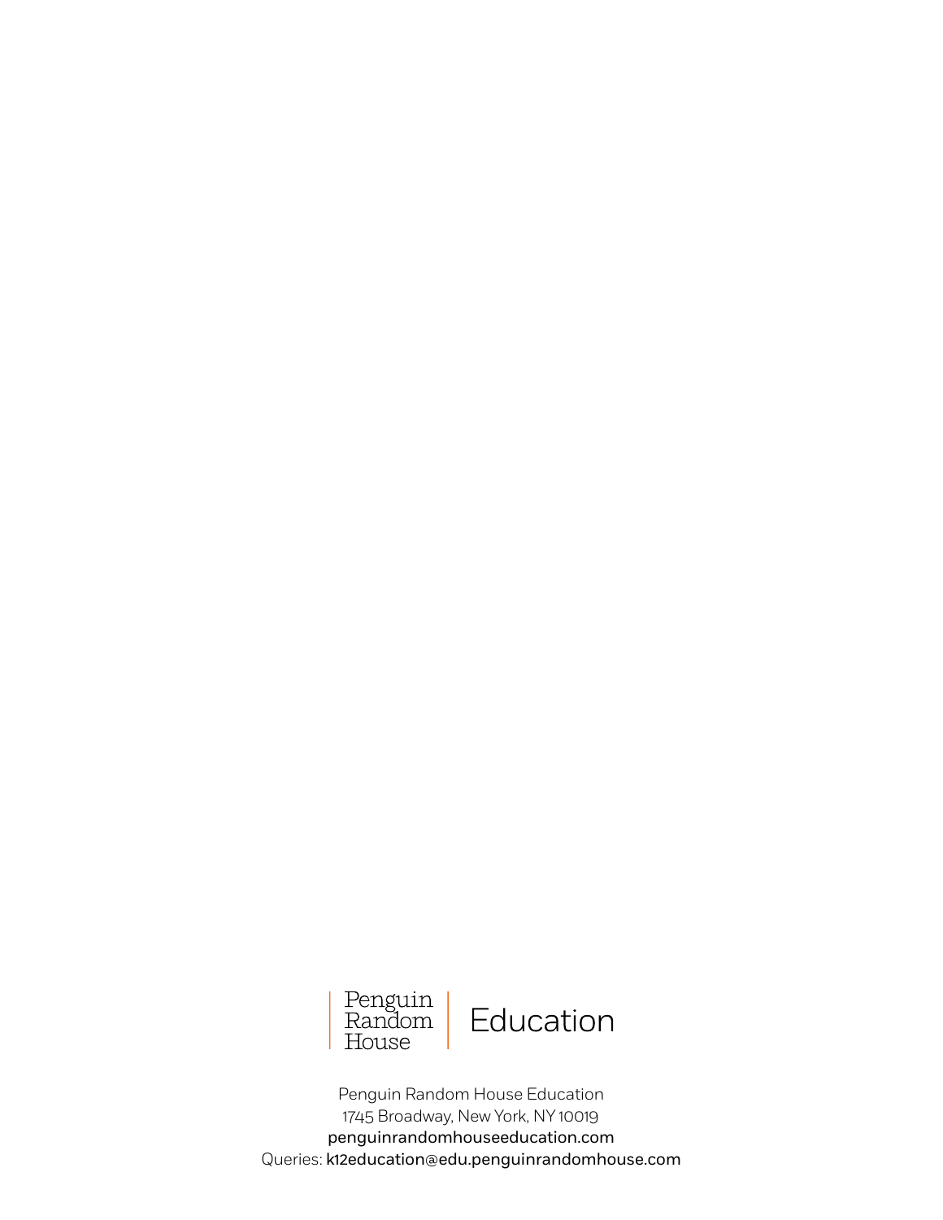Penguin Random House | Education

Penguin Random House Education
1745 Broadway, New York, NY 10019
penguinrandomhouseeducation.com
Queries: k12education@edu.penguinrandomhouse.com